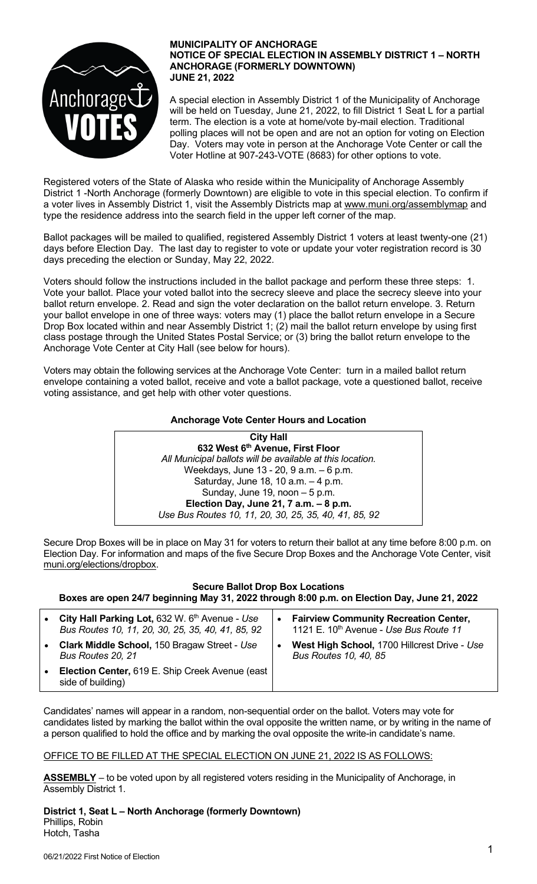# MUNICIPALITY OF ANCHORAGE
# NOTICE OF SPECIAL ELECTION IN ASSEMBLY DISTRICT 1 – NORTH ANCHORAGE (FORMERLY DOWNTOWN)
# JUNE 21, 2022

A special election in Assembly District 1 of the Municipality of Anchorage will be held on Tuesday, June 21, 2022, to fill District 1 Seat L for a partial term. The election is a vote at home/vote by-mail election. Traditional polling places will not be open and are not an option for voting on Election Day. Voters may vote in person at the Anchorage Vote Center or call the Voter Hotline at 907-243-VOTE (8683) for other options to vote.

Registered voters of the State of Alaska who reside within the Municipality of Anchorage Assembly District 1 -North Anchorage (formerly Downtown) are eligible to vote in this special election. To confirm if a voter lives in Assembly District 1, visit the Assembly Districts map at www.muni.org/assemblymap and type the residence address into the search field in the upper left corner of the map.

Ballot packages will be mailed to qualified, registered Assembly District 1 voters at least twenty-one (21) days before Election Day. The last day to register to vote or update your voter registration record is 30 days preceding the election or Sunday, May 22, 2022.

Voters should follow the instructions included in the ballot package and perform these three steps: 1. Vote your ballot. Place your voted ballot into the secrecy sleeve and place the secrecy sleeve into your ballot return envelope. 2. Read and sign the voter declaration on the ballot return envelope. 3. Return your ballot envelope in one of three ways: voters may (1) place the ballot return envelope in a Secure Drop Box located within and near Assembly District 1; (2) mail the ballot return envelope by using first class postage through the United States Postal Service; or (3) bring the ballot return envelope to the Anchorage Vote Center at City Hall (see below for hours).

Voters may obtain the following services at the Anchorage Vote Center: turn in a mailed ballot return envelope containing a voted ballot, receive and vote a ballot package, vote a questioned ballot, receive voting assistance, and get help with other voter questions.

### Anchorage Vote Center Hours and Location

**City Hall**
**632 West 6th Avenue, First Floor**
*All Municipal ballots will be available at this location.*
Weekdays, June 13 - 20, 9 a.m. – 6 p.m.
Saturday, June 18, 10 a.m. – 4 p.m.
Sunday, June 19, noon – 5 p.m.
**Election Day, June 21, 7 a.m. – 8 p.m.**
*Use Bus Routes 10, 11, 20, 30, 25, 35, 40, 41, 85, 92*

Secure Drop Boxes will be in place on May 31 for voters to return their ballot at any time before 8:00 p.m. on Election Day. For information and maps of the five Secure Drop Boxes and the Anchorage Vote Center, visit muni.org/elections/dropbox.

### Secure Ballot Drop Box Locations
**Boxes are open 24/7 beginning May 31, 2022 through 8:00 p.m. on Election Day, June 21, 2022**

- **City Hall Parking Lot,** 632 W. 6th Avenue - *Use Bus Routes 10, 11, 20, 30, 25, 35, 40, 41, 85, 92*
- **Clark Middle School,** 150 Bragaw Street - *Use Bus Routes 20, 21*
- **Election Center,** 619 E. Ship Creek Avenue (east side of building)
- **Fairview Community Recreation Center,** 1121 E. 10th Avenue - *Use Bus Route 11*
- **West High School,** 1700 Hillcrest Drive - *Use Bus Routes 10, 40, 85*

Candidates' names will appear in a random, non-sequential order on the ballot. Voters may vote for candidates listed by marking the ballot within the oval opposite the written name, or by writing in the name of a person qualified to hold the office and by marking the oval opposite the write-in candidate's name.

OFFICE TO BE FILLED AT THE SPECIAL ELECTION ON JUNE 21, 2022 IS AS FOLLOWS:

**ASSEMBLY** – to be voted upon by all registered voters residing in the Municipality of Anchorage, in Assembly District 1.

**District 1, Seat L – North Anchorage (formerly Downtown)**
Phillips, Robin
Hotch, Tasha

06/21/2022 First Notice of Election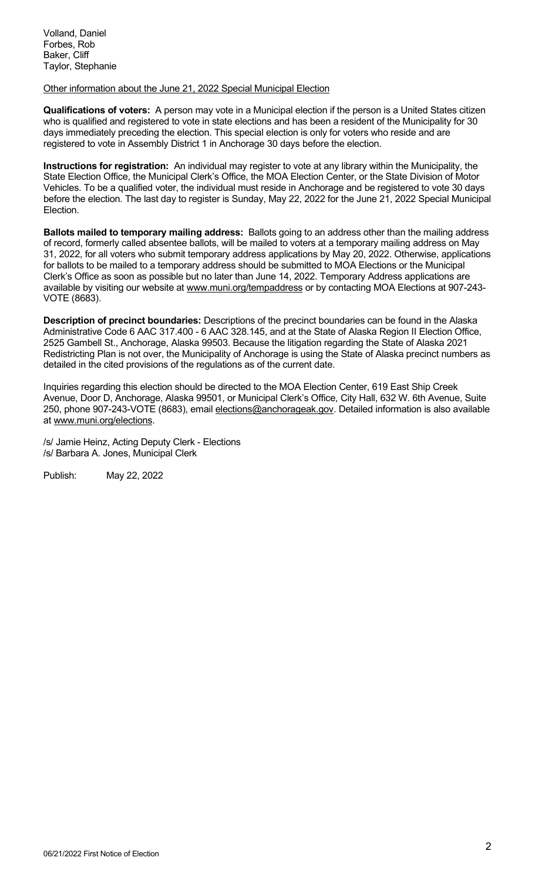Volland, Daniel
Forbes, Rob
Baker, Cliff
Taylor, Stephanie

Other information about the June 21, 2022 Special Municipal Election

**Qualifications of voters:** A person may vote in a Municipal election if the person is a United States citizen who is qualified and registered to vote in state elections and has been a resident of the Municipality for 30 days immediately preceding the election. This special election is only for voters who reside and are registered to vote in Assembly District 1 in Anchorage 30 days before the election.

**Instructions for registration:** An individual may register to vote at any library within the Municipality, the State Election Office, the Municipal Clerk's Office, the MOA Election Center, or the State Division of Motor Vehicles. To be a qualified voter, the individual must reside in Anchorage and be registered to vote 30 days before the election. The last day to register is Sunday, May 22, 2022 for the June 21, 2022 Special Municipal Election.

**Ballots mailed to temporary mailing address:** Ballots going to an address other than the mailing address of record, formerly called absentee ballots, will be mailed to voters at a temporary mailing address on May 31, 2022, for all voters who submit temporary address applications by May 20, 2022. Otherwise, applications for ballots to be mailed to a temporary address should be submitted to MOA Elections or the Municipal Clerk's Office as soon as possible but no later than June 14, 2022. Temporary Address applications are available by visiting our website at www.muni.org/tempaddress or by contacting MOA Elections at 907-243-VOTE (8683).

**Description of precinct boundaries:** Descriptions of the precinct boundaries can be found in the Alaska Administrative Code 6 AAC 317.400 - 6 AAC 328.145, and at the State of Alaska Region II Election Office, 2525 Gambell St., Anchorage, Alaska 99503. Because the litigation regarding the State of Alaska 2021 Redistricting Plan is not over, the Municipality of Anchorage is using the State of Alaska precinct numbers as detailed in the cited provisions of the regulations as of the current date.

Inquiries regarding this election should be directed to the MOA Election Center, 619 East Ship Creek Avenue, Door D, Anchorage, Alaska 99501, or Municipal Clerk's Office, City Hall, 632 W. 6th Avenue, Suite 250, phone 907-243-VOTE (8683), email elections@anchorageak.gov. Detailed information is also available at www.muni.org/elections.

/s/ Jamie Heinz, Acting Deputy Clerk - Elections
/s/ Barbara A. Jones, Municipal Clerk

Publish: May 22, 2022